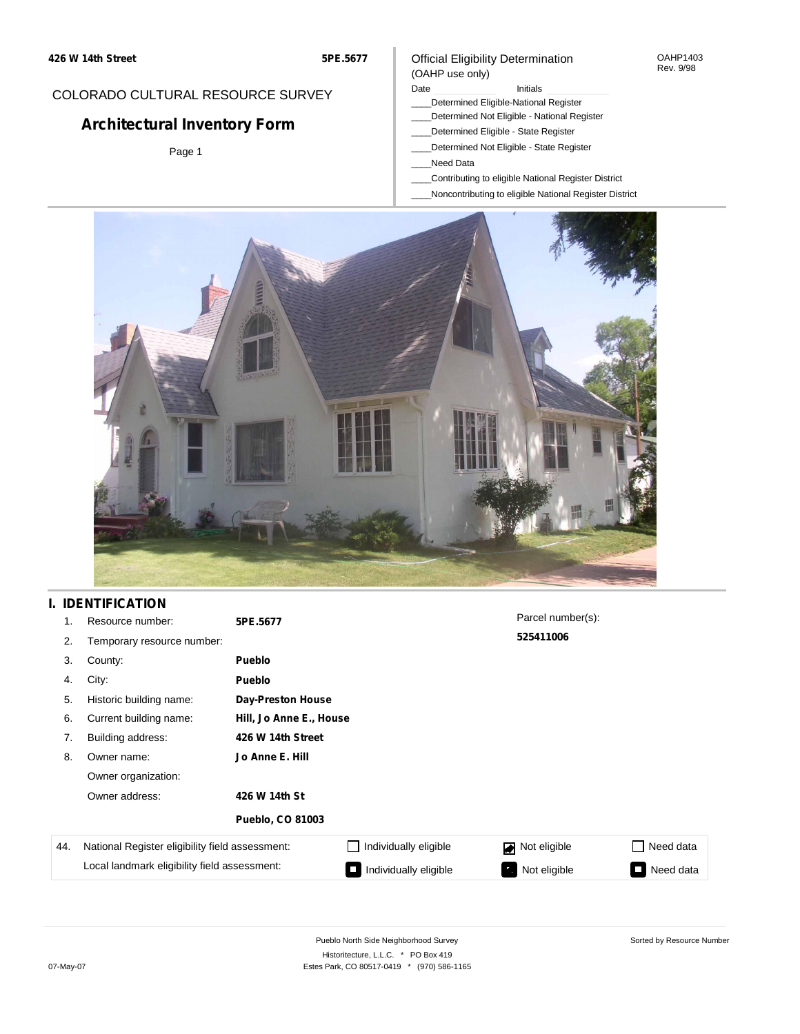426 W 14th Street

5PE.5677

COLORADO CULTURAL RESOURCE SURVEY

# Architectural Inventory Form

Page 1

Official Eligibility Determination
(OAHP use only)

OAHP1403
Rev. 9/98

Date ____________ Initials ____________

____Determined Eligible-National Register
____Determined Not Eligible - National Register
____Determined Eligible - State Register
____Determined Not Eligible - State Register
____Need Data
____Contributing to eligible National Register District
____Noncontributing to eligible National Register District

## I. IDENTIFICATION

| | | |
|---|---|---|
| 1. | Resource number: | **5PE.5677** |
| 2. | Temporary resource number: | |
| 3. | County: | **Pueblo** |
| 4. | City: | **Pueblo** |
| 5. | Historic building name: | **Day-Preston House** |
| 6. | Current building name: | **Hill, Jo Anne E., House** |
| 7. | Building address: | **426 W 14th Street** |
| 8. | Owner name: | **Jo Anne E. Hill** |
| | Owner organization: | |
| | Owner address: | **426 W 14th St** |
| | | **Pueblo, CO 81003** |

Parcel number(s):
**525411006**

| 44. | | | | |
|---|---|---|---|---|
| National Register eligibility field assessment: | ☐ Individually eligible | ☑ Not eligible | ☐ Need data |
| Local landmark eligibility field assessment: | ☐ Individually eligible | ☑ Not eligible | ☐ Need data |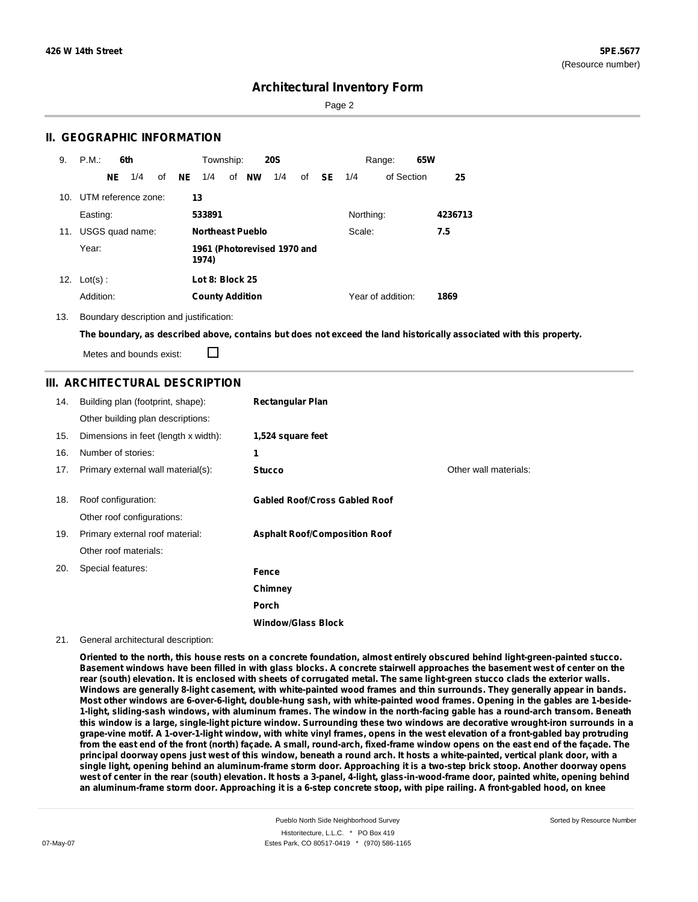**426 W 14th Street** **5PE.5677**
(Resource number)

# Architectural Inventory Form

## II. GEOGRAPHIC INFORMATION

9. P.M.: **6th** Township: **20S** Range: **65W**

**NE** 1/4 of **NE** 1/4 of **NW** 1/4 of **SE** 1/4 of Section **25**

10. UTM reference zone: **13**

Easting: **533891** Northing: **4236713**

11. USGS quad name: **Northeast Pueblo** Scale: **7.5**

Year: **1961 (Photorevised 1970 and 1974)**

12. Lot(s) : **Lot 8: Block 25**

Addition: **County Addition** Year of addition: **1869**

13. Boundary description and justification:

**The boundary, as described above, contains but does not exceed the land historically associated with this property.**

Metes and bounds exist: ☐

## III. ARCHITECTURAL DESCRIPTION

14. Building plan (footprint, shape): **Rectangular Plan**

Other building plan descriptions:

15. Dimensions in feet (length x width): **1,524 square feet**

16. Number of stories: **1**

17. Primary external wall material(s): **Stucco** Other wall materials:

18. Roof configuration: **Gabled Roof/Cross Gabled Roof**

Other roof configurations:

19. Primary external roof material: **Asphalt Roof/Composition Roof**

Other roof materials:

20. Special features:

**Fence**

**Chimney**

**Porch**

**Window/Glass Block**

21. General architectural description:

**Oriented to the north, this house rests on a concrete foundation, almost entirely obscured behind light-green-painted stucco. Basement windows have been filled in with glass blocks. A concrete stairwell approaches the basement west of center on the rear (south) elevation. It is enclosed with sheets of corrugated metal. The same light-green stucco clads the exterior walls. Windows are generally 8-light casement, with white-painted wood frames and thin surrounds. They generally appear in bands. Most other windows are 6-over-6-light, double-hung sash, with white-painted wood frames. Opening in the gables are 1-beside-1-light, sliding-sash windows, with aluminum frames. The window in the north-facing gable has a round-arch transom. Beneath this window is a large, single-light picture window. Surrounding these two windows are decorative wrought-iron surrounds in a grape-vine motif. A 1-over-1-light window, with white vinyl frames, opens in the west elevation of a front-gabled bay protruding from the east end of the front (north) façade. A small, round-arch, fixed-frame window opens on the east end of the façade. The principal doorway opens just west of this window, beneath a round arch. It hosts a white-painted, vertical plank door, with a single light, opening behind an aluminum-frame storm door. Approaching it is a two-step brick stoop. Another doorway opens west of center in the rear (south) elevation. It hosts a 3-panel, 4-light, glass-in-wood-frame door, painted white, opening behind an aluminum-frame storm door. Approaching it is a 6-step concrete stoop, with pipe railing. A front-gabled hood, on knee**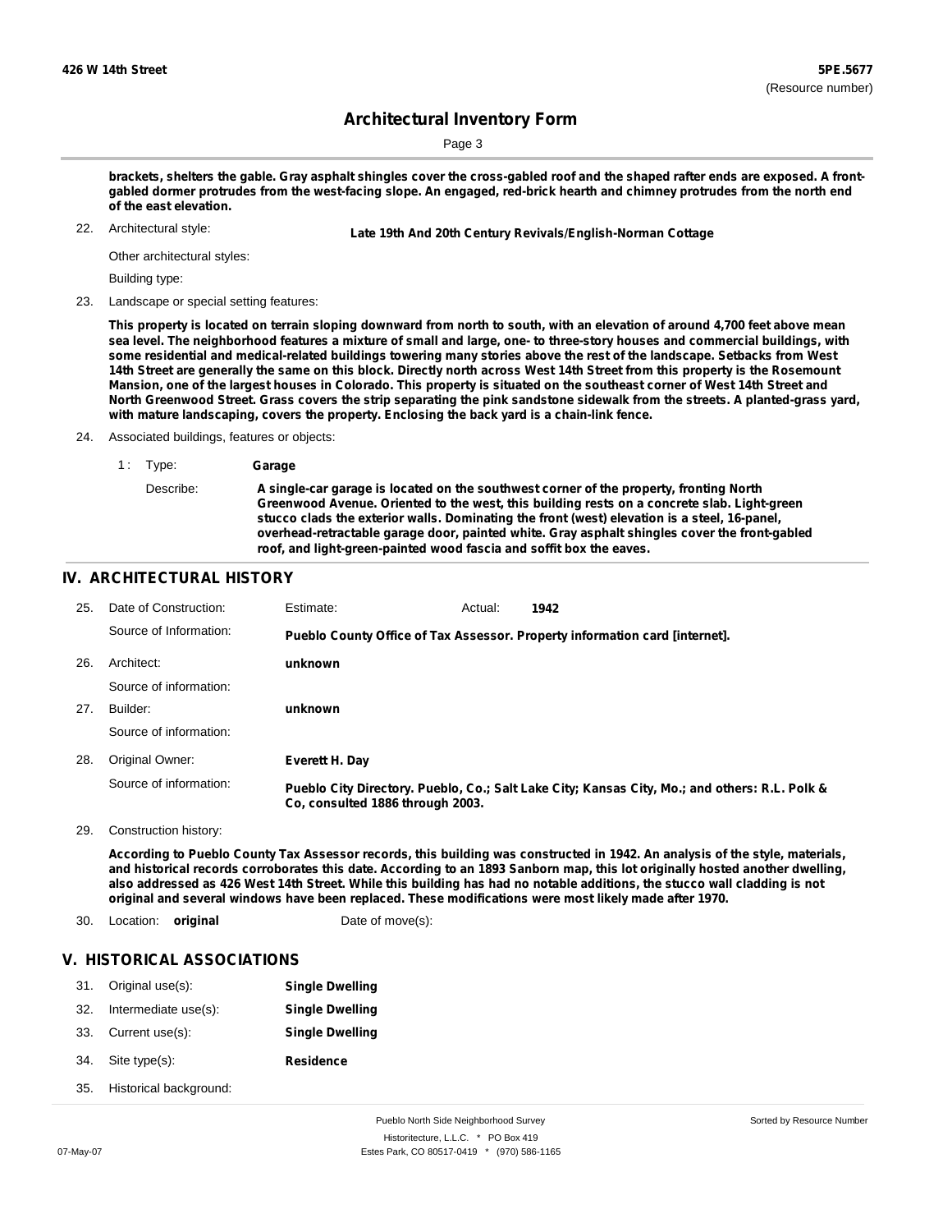**brackets, shelters the gable. Gray asphalt shingles cover the cross-gabled roof and the shaped rafter ends are exposed. A front-gabled dormer protrudes from the west-facing slope. An engaged, red-brick hearth and chimney protrudes from the north end of the east elevation.**

22. Architectural style: **Late 19th And 20th Century Revivals/English-Norman Cottage**

Other architectural styles:

Building type:

23. Landscape or special setting features:

**This property is located on terrain sloping downward from north to south, with an elevation of around 4,700 feet above mean sea level. The neighborhood features a mixture of small and large, one- to three-story houses and commercial buildings, with some residential and medical-related buildings towering many stories above the rest of the landscape. Setbacks from West 14th Street are generally the same on this block. Directly north across West 14th Street from this property is the Rosemount Mansion, one of the largest houses in Colorado. This property is situated on the southeast corner of West 14th Street and North Greenwood Street. Grass covers the strip separating the pink sandstone sidewalk from the streets. A planted-grass yard, with mature landscaping, covers the property. Enclosing the back yard is a chain-link fence.**

24. Associated buildings, features or objects:

1 : Type: **Garage**

Describe: **A single-car garage is located on the southwest corner of the property, fronting North Greenwood Avenue. Oriented to the west, this building rests on a concrete slab. Light-green stucco clads the exterior walls. Dominating the front (west) elevation is a steel, 16-panel, overhead-retractable garage door, painted white. Gray asphalt shingles cover the front-gabled roof, and light-green-painted wood fascia and soffit box the eaves.**

## IV. ARCHITECTURAL HISTORY

25. Date of Construction: Estimate: Actual: **1942**

Source of Information: **Pueblo County Office of Tax Assessor. Property information card [internet].**

26. Architect: **unknown**

Source of information:

27. Builder: **unknown**

Source of information:

28. Original Owner: **Everett H. Day**

Source of information: **Pueblo City Directory. Pueblo, Co.; Salt Lake City; Kansas City, Mo.; and others: R.L. Polk & Co, consulted 1886 through 2003.**

29. Construction history:

**According to Pueblo County Tax Assessor records, this building was constructed in 1942. An analysis of the style, materials, and historical records corroborates this date. According to an 1893 Sanborn map, this lot originally hosted another dwelling, also addressed as 426 West 14th Street. While this building has had no notable additions, the stucco wall cladding is not original and several windows have been replaced. These modifications were most likely made after 1970.**

30. Location: **original** Date of move(s):

## V. HISTORICAL ASSOCIATIONS

31. Original use(s): **Single Dwelling**
32. Intermediate use(s): **Single Dwelling**
33. Current use(s): **Single Dwelling**
34. Site type(s): **Residence**
35. Historical background: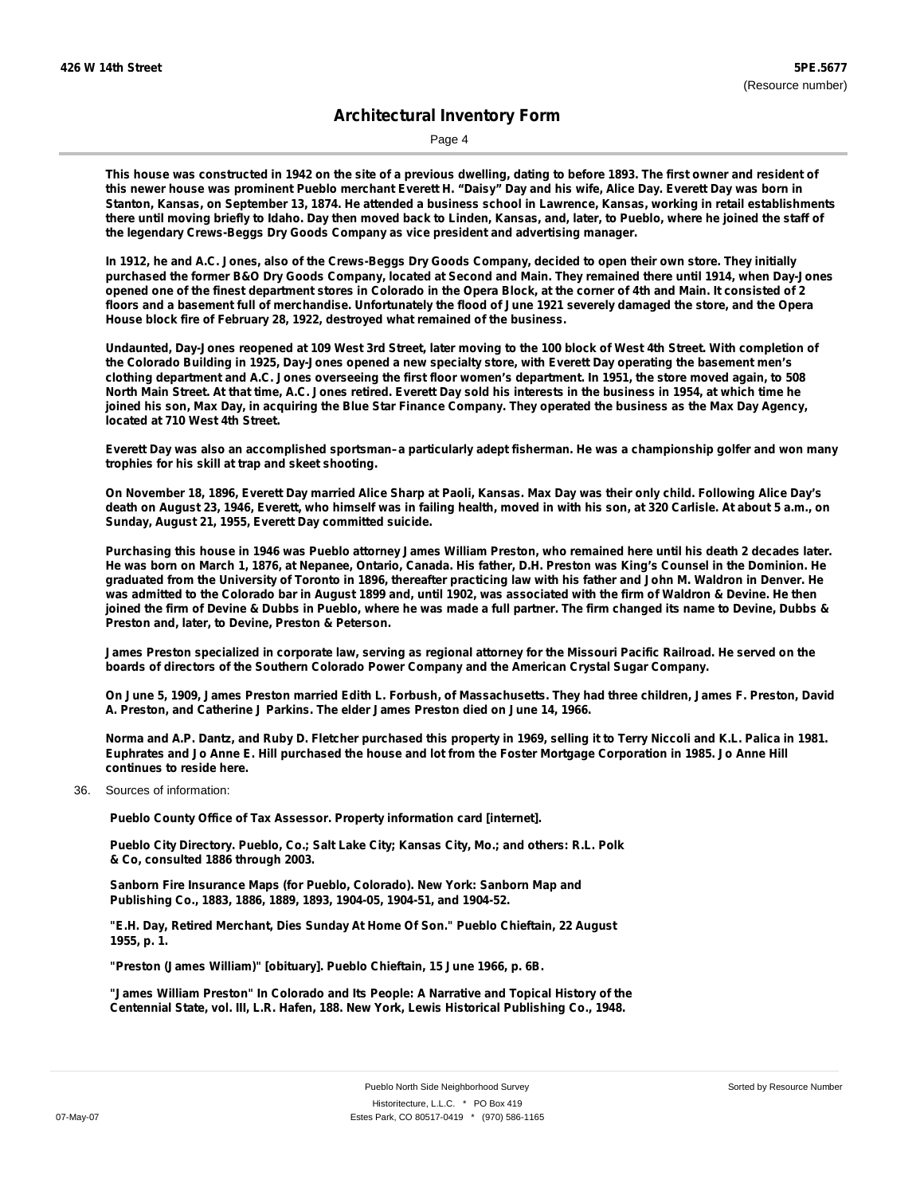This house was constructed in 1942 on the site of a previous dwelling, dating to before 1893. The first owner and resident of this newer house was prominent Pueblo merchant Everett H. "Daisy" Day and his wife, Alice Day. Everett Day was born in Stanton, Kansas, on September 13, 1874. He attended a business school in Lawrence, Kansas, working in retail establishments there until moving briefly to Idaho. Day then moved back to Linden, Kansas, and, later, to Pueblo, where he joined the staff of the legendary Crews-Beggs Dry Goods Company as vice president and advertising manager.

In 1912, he and A.C. Jones, also of the Crews-Beggs Dry Goods Company, decided to open their own store. They initially purchased the former B&O Dry Goods Company, located at Second and Main. They remained there until 1914, when Day-Jones opened one of the finest department stores in Colorado in the Opera Block, at the corner of 4th and Main. It consisted of 2 floors and a basement full of merchandise. Unfortunately the flood of June 1921 severely damaged the store, and the Opera House block fire of February 28, 1922, destroyed what remained of the business.

Undaunted, Day-Jones reopened at 109 West 3rd Street, later moving to the 100 block of West 4th Street. With completion of the Colorado Building in 1925, Day-Jones opened a new specialty store, with Everett Day operating the basement men's clothing department and A.C. Jones overseeing the first floor women's department. In 1951, the store moved again, to 508 North Main Street. At that time, A.C. Jones retired. Everett Day sold his interests in the business in 1954, at which time he joined his son, Max Day, in acquiring the Blue Star Finance Company. They operated the business as the Max Day Agency, located at 710 West 4th Street.

Everett Day was also an accomplished sportsman–a particularly adept fisherman. He was a championship golfer and won many trophies for his skill at trap and skeet shooting.

On November 18, 1896, Everett Day married Alice Sharp at Paoli, Kansas. Max Day was their only child. Following Alice Day's death on August 23, 1946, Everett, who himself was in failing health, moved in with his son, at 320 Carlisle. At about 5 a.m., on Sunday, August 21, 1955, Everett Day committed suicide.

Purchasing this house in 1946 was Pueblo attorney James William Preston, who remained here until his death 2 decades later. He was born on March 1, 1876, at Nepanee, Ontario, Canada. His father, D.H. Preston was King's Counsel in the Dominion. He graduated from the University of Toronto in 1896, thereafter practicing law with his father and John M. Waldron in Denver. He was admitted to the Colorado bar in August 1899 and, until 1902, was associated with the firm of Waldron & Devine. He then joined the firm of Devine & Dubbs in Pueblo, where he was made a full partner. The firm changed its name to Devine, Dubbs & Preston and, later, to Devine, Preston & Peterson.

James Preston specialized in corporate law, serving as regional attorney for the Missouri Pacific Railroad. He served on the boards of directors of the Southern Colorado Power Company and the American Crystal Sugar Company.

On June 5, 1909, James Preston married Edith L. Forbush, of Massachusetts. They had three children, James F. Preston, David A. Preston, and Catherine J Parkins. The elder James Preston died on June 14, 1966.

Norma and A.P. Dantz, and Ruby D. Fletcher purchased this property in 1969, selling it to Terry Niccoli and K.L. Palica in 1981. Euphrates and Jo Anne E. Hill purchased the house and lot from the Foster Mortgage Corporation in 1985. Jo Anne Hill continues to reside here.

36. Sources of information:

Pueblo County Office of Tax Assessor. Property information card [internet].

Pueblo City Directory. Pueblo, Co.; Salt Lake City; Kansas City, Mo.; and others: R.L. Polk & Co, consulted 1886 through 2003.

Sanborn Fire Insurance Maps (for Pueblo, Colorado). New York: Sanborn Map and Publishing Co., 1883, 1886, 1889, 1893, 1904-05, 1904-51, and 1904-52.

"E.H. Day, Retired Merchant, Dies Sunday At Home Of Son." Pueblo Chieftain, 22 August 1955, p. 1.

"Preston (James William)" [obituary]. Pueblo Chieftain, 15 June 1966, p. 6B.

"James William Preston" In Colorado and Its People: A Narrative and Topical History of the Centennial State, vol. III, L.R. Hafen, 188. New York, Lewis Historical Publishing Co., 1948.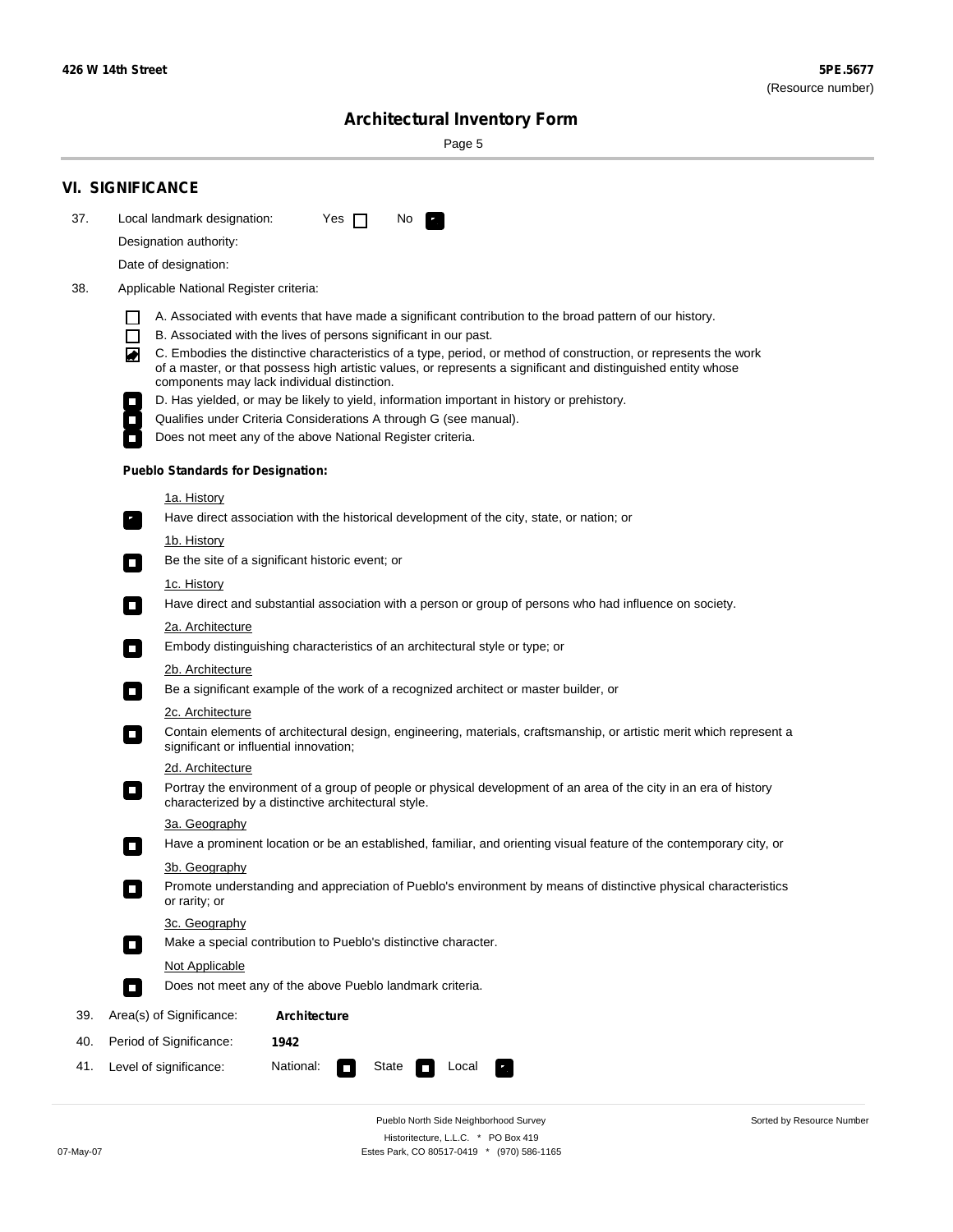## VI. SIGNIFICANCE

37. Local landmark designation: Yes ☐ No ☑

Designation authority:

Date of designation:

38. Applicable National Register criteria:

- ☐ A. Associated with events that have made a significant contribution to the broad pattern of our history.
- ☐ B. Associated with the lives of persons significant in our past.
- ☑ C. Embodies the distinctive characteristics of a type, period, or method of construction, or represents the work of a master, or that possess high artistic values, or represents a significant and distinguished entity whose components may lack individual distinction.
- ☐ D. Has yielded, or may be likely to yield, information important in history or prehistory.
- ☐ Qualifies under Criteria Considerations A through G (see manual).
- ☐ Does not meet any of the above National Register criteria.

**Pueblo Standards for Designation:**

1a. History
- ☑ Have direct association with the historical development of the city, state, or nation; or

1b. History
- ☐ Be the site of a significant historic event; or

1c. History
- ☐ Have direct and substantial association with a person or group of persons who had influence on society.

2a. Architecture
- ☐ Embody distinguishing characteristics of an architectural style or type; or

2b. Architecture
- ☐ Be a significant example of the work of a recognized architect or master builder, or

2c. Architecture
- ☐ Contain elements of architectural design, engineering, materials, craftsmanship, or artistic merit which represent a significant or influential innovation;

2d. Architecture
- ☐ Portray the environment of a group of people or physical development of an area of the city in an era of history characterized by a distinctive architectural style.

3a. Geography
- ☐ Have a prominent location or be an established, familiar, and orienting visual feature of the contemporary city, or

3b. Geography
- ☐ Promote understanding and appreciation of Pueblo's environment by means of distinctive physical characteristics or rarity; or

3c. Geography
- ☐ Make a special contribution to Pueblo's distinctive character.

Not Applicable
- ☐ Does not meet any of the above Pueblo landmark criteria.

39. Area(s) of Significance: **Architecture**

40. Period of Significance: **1942**

41. Level of significance: National: ☐ State ☐ Local ☑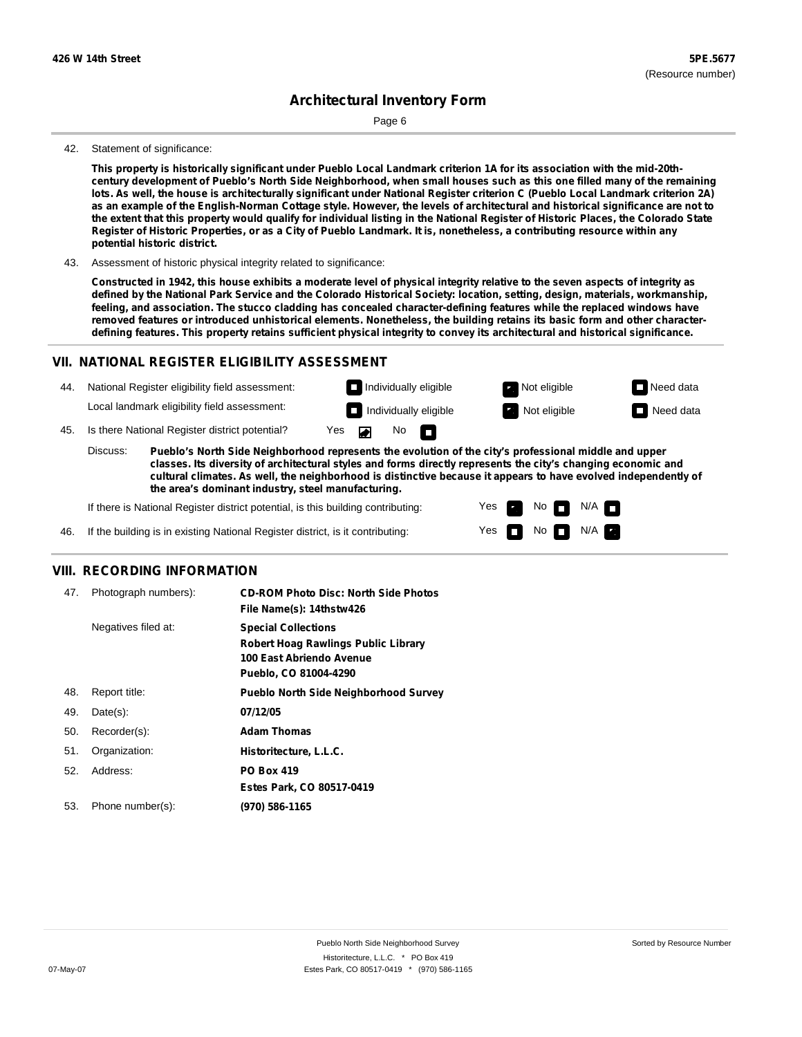42. Statement of significance:

**This property is historically significant under Pueblo Local Landmark criterion 1A for its association with the mid-20th-century development of Pueblo's North Side Neighborhood, when small houses such as this one filled many of the remaining lots. As well, the house is architecturally significant under National Register criterion C (Pueblo Local Landmark criterion 2A) as an example of the English-Norman Cottage style. However, the levels of architectural and historical significance are not to the extent that this property would qualify for individual listing in the National Register of Historic Places, the Colorado State Register of Historic Properties, or as a City of Pueblo Landmark. It is, nonetheless, a contributing resource within any potential historic district.**

43. Assessment of historic physical integrity related to significance:

**Constructed in 1942, this house exhibits a moderate level of physical integrity relative to the seven aspects of integrity as defined by the National Park Service and the Colorado Historical Society: location, setting, design, materials, workmanship, feeling, and association. The stucco cladding has concealed character-defining features while the replaced windows have removed features or introduced unhistorical elements. Nonetheless, the building retains its basic form and other character-defining features. This property retains sufficient physical integrity to convey its architectural and historical significance.**

## VII. NATIONAL REGISTER ELIGIBILITY ASSESSMENT

44. National Register eligibility field assessment: Individually eligible / **Not eligible (checked)** / Need data

Local landmark eligibility field assessment: Individually eligible / **Not eligible (checked)** / Need data

45. Is there National Register district potential? **Yes (checked)** / No

Discuss: **Pueblo's North Side Neighborhood represents the evolution of the city's professional middle and upper classes. Its diversity of architectural styles and forms directly represents the city's changing economic and cultural climates. As well, the neighborhood is distinctive because it appears to have evolved independently of the area's dominant industry, steel manufacturing.**

If there is National Register district potential, is this building contributing: **Yes (checked)** / No / N/A

46. If the building is in existing National Register district, is it contributing: Yes / No / **N/A (checked)**

## VIII. RECORDING INFORMATION

| | | |
|---|---|---|
| 47. | Photograph numbers): | **CD-ROM Photo Disc: North Side Photos**<br>**File Name(s): 14thstw426** |
| | Negatives filed at: | **Special Collections**<br>**Robert Hoag Rawlings Public Library**<br>**100 East Abriendo Avenue**<br>**Pueblo, CO 81004-4290** |
| 48. | Report title: | **Pueblo North Side Neighborhood Survey** |
| 49. | Date(s): | **07/12/05** |
| 50. | Recorder(s): | **Adam Thomas** |
| 51. | Organization: | **Historitecture, L.L.C.** |
| 52. | Address: | **PO Box 419**<br>**Estes Park, CO 80517-0419** |
| 53. | Phone number(s): | **(970) 586-1165** |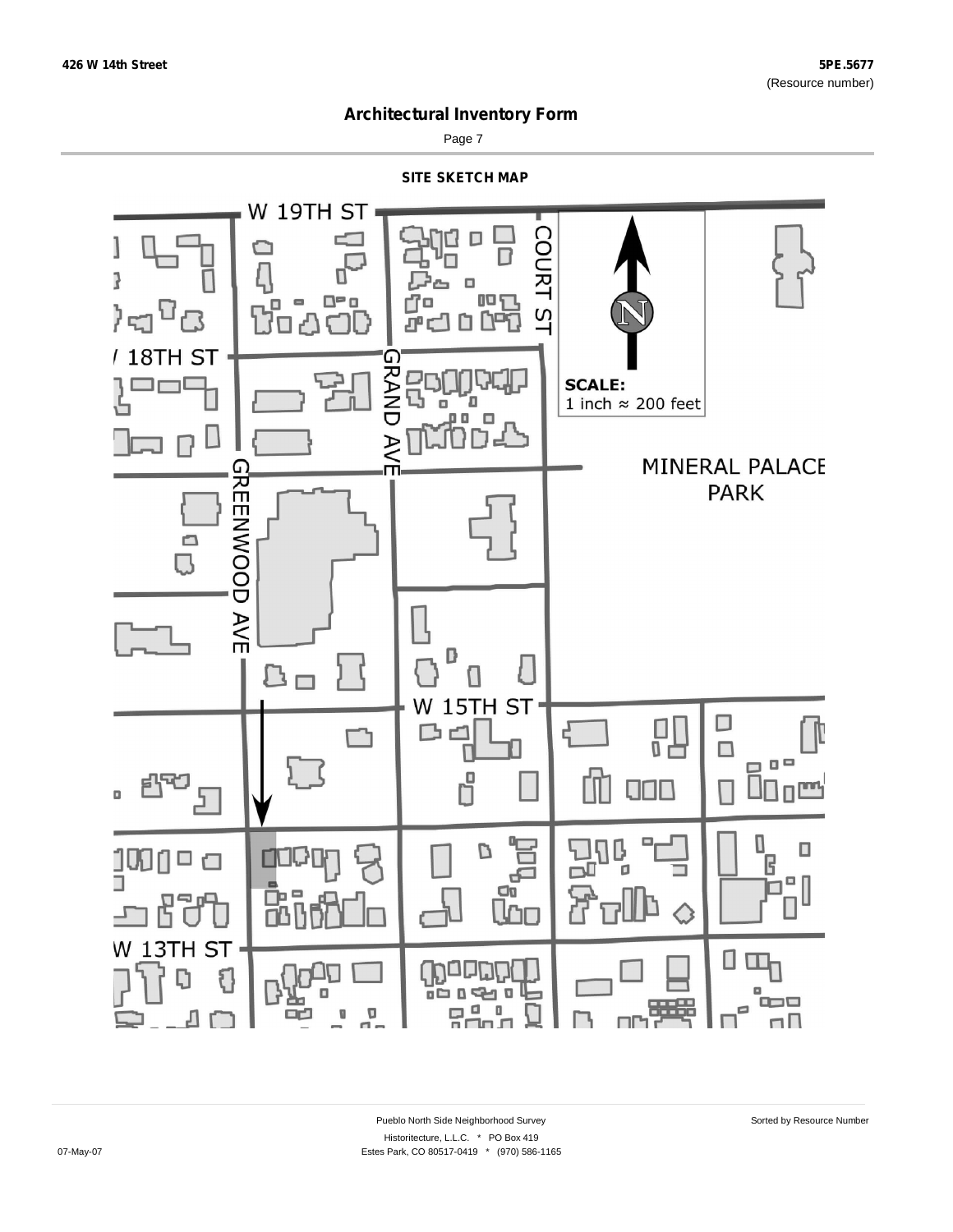# Architectural Inventory Form

## SITE SKETCH MAP

W 19TH ST

COURT ST

18TH ST

GRAND AVE

SCALE:
1 inch ≈ 200 feet

MINERAL PALACE PARK

GREENWOOD AVE

W 15TH ST

W 13TH ST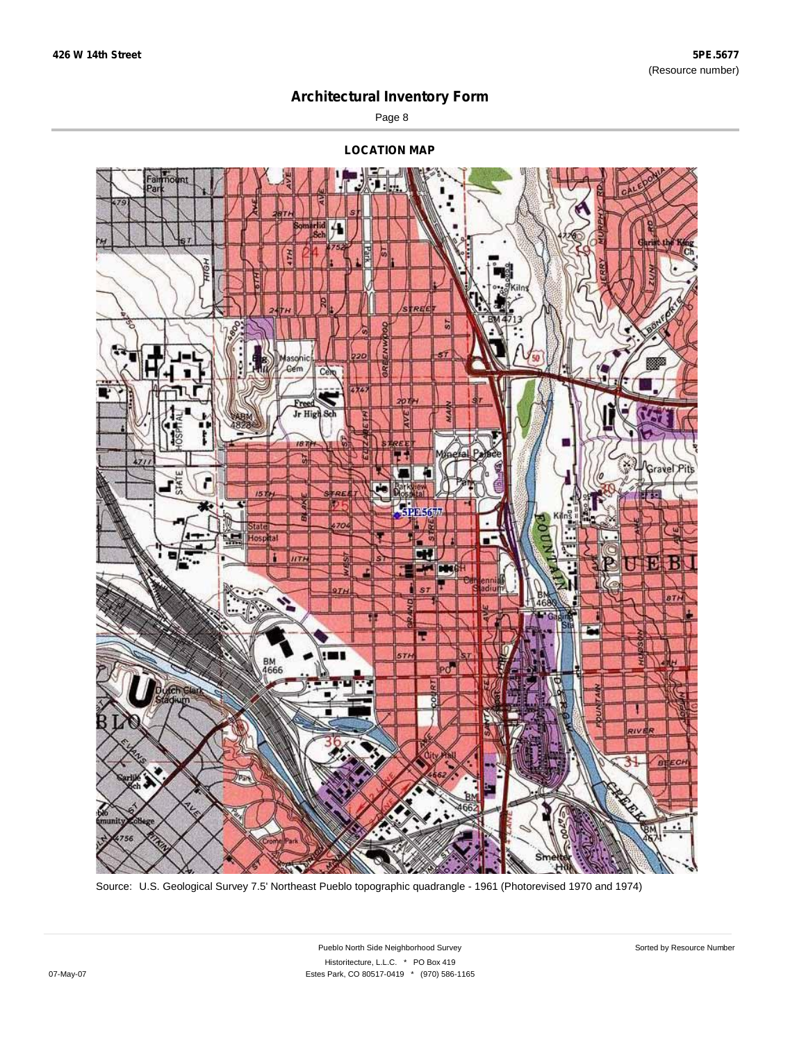# Architectural Inventory Form

## LOCATION MAP

Source: U.S. Geological Survey 7.5' Northeast Pueblo topographic quadrangle - 1961 (Photorevised 1970 and 1974)